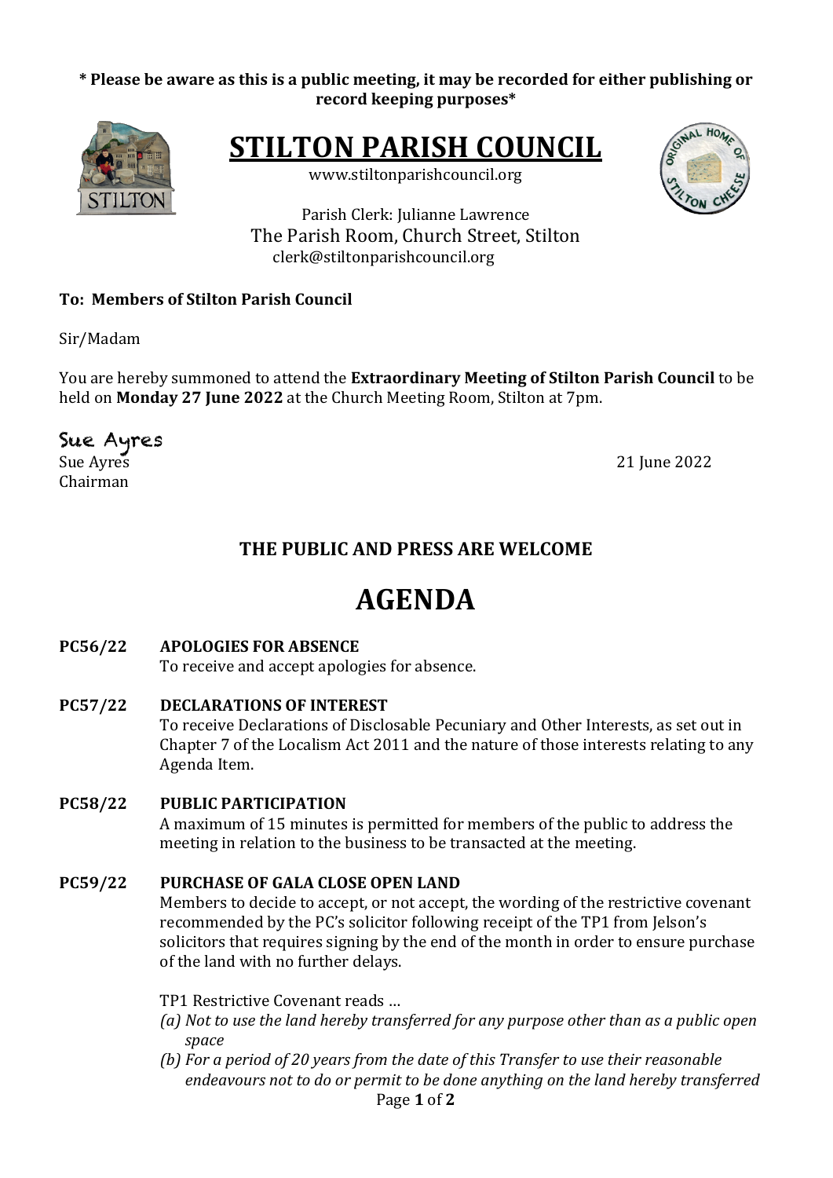**\* Please be aware as this is a public meeting, it may be recorded for either publishing or record keeping purposes\***

# STILTON PARISH COUNCIL

www.stiltonparishcouncil.org

Parish Clerk: Julianne Lawrence
The Parish Room, Church Street, Stilton
clerk@stiltonparishcouncil.org

**To: Members of Stilton Parish Council**

Sir/Madam

You are hereby summoned to attend the **Extraordinary Meeting of Stilton Parish Council** to be held on **Monday 27 June 2022** at the Church Meeting Room, Stilton at 7pm.

Sue Ayres
Sue Ayres
Chairman

21 June 2022

## THE PUBLIC AND PRESS ARE WELCOME

# AGENDA

**PC56/22 APOLOGIES FOR ABSENCE**
To receive and accept apologies for absence.

**PC57/22 DECLARATIONS OF INTEREST**
To receive Declarations of Disclosable Pecuniary and Other Interests, as set out in Chapter 7 of the Localism Act 2011 and the nature of those interests relating to any Agenda Item.

**PC58/22 PUBLIC PARTICIPATION**
A maximum of 15 minutes is permitted for members of the public to address the meeting in relation to the business to be transacted at the meeting.

**PC59/22 PURCHASE OF GALA CLOSE OPEN LAND**
Members to decide to accept, or not accept, the wording of the restrictive covenant recommended by the PC's solicitor following receipt of the TP1 from Jelson's solicitors that requires signing by the end of the month in order to ensure purchase of the land with no further delays.

TP1 Restrictive Covenant reads …

*(a) Not to use the land hereby transferred for any purpose other than as a public open space*

*(b) For a period of 20 years from the date of this Transfer to use their reasonable endeavours not to do or permit to be done anything on the land hereby transferred*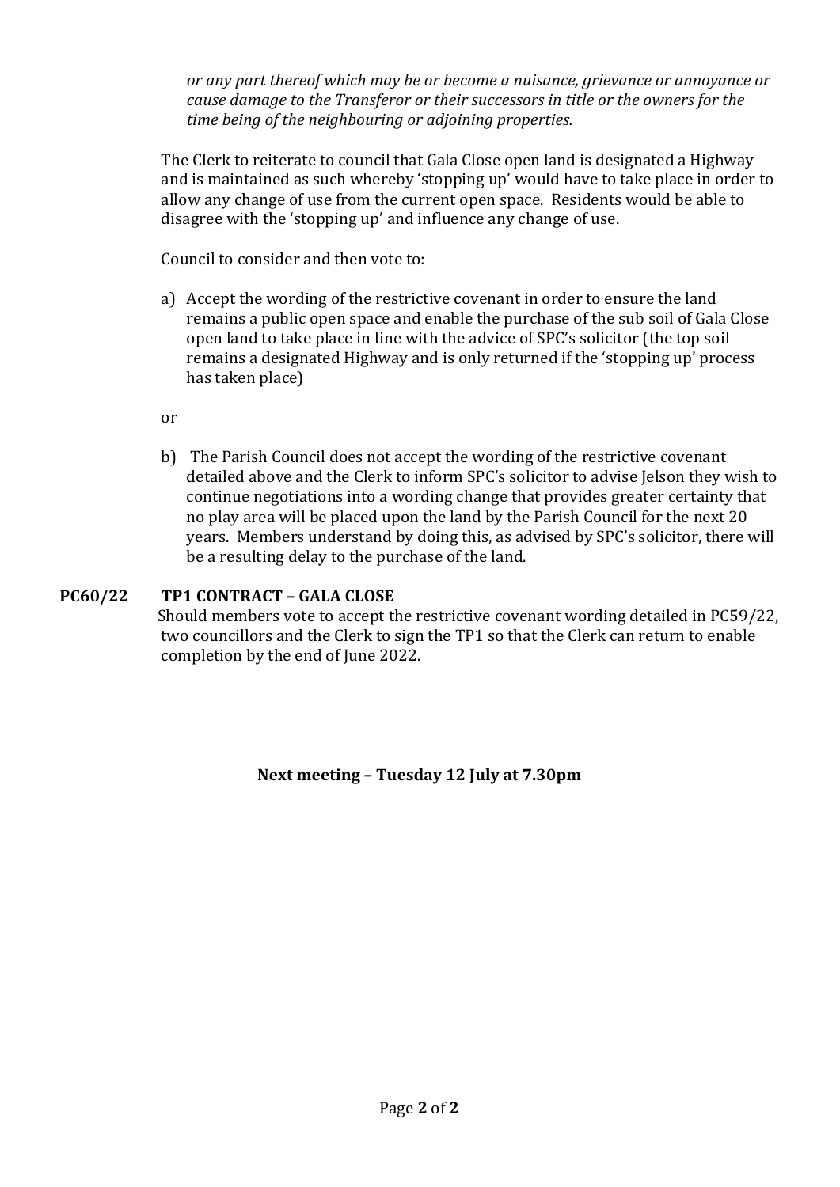*or any part thereof which may be or become a nuisance, grievance or annoyance or cause damage to the Transferor or their successors in title or the owners for the time being of the neighbouring or adjoining properties.*

The Clerk to reiterate to council that Gala Close open land is designated a Highway and is maintained as such whereby 'stopping up' would have to take place in order to allow any change of use from the current open space. Residents would be able to disagree with the 'stopping up' and influence any change of use.

Council to consider and then vote to:

a) Accept the wording of the restrictive covenant in order to ensure the land remains a public open space and enable the purchase of the sub soil of Gala Close open land to take place in line with the advice of SPC's solicitor (the top soil remains a designated Highway and is only returned if the 'stopping up' process has taken place)

or

b) The Parish Council does not accept the wording of the restrictive covenant detailed above and the Clerk to inform SPC's solicitor to advise Jelson they wish to continue negotiations into a wording change that provides greater certainty that no play area will be placed upon the land by the Parish Council for the next 20 years. Members understand by doing this, as advised by SPC's solicitor, there will be a resulting delay to the purchase of the land.

**PC60/22 TP1 CONTRACT – GALA CLOSE**

Should members vote to accept the restrictive covenant wording detailed in PC59/22, two councillors and the Clerk to sign the TP1 so that the Clerk can return to enable completion by the end of June 2022.

**Next meeting – Tuesday 12 July at 7.30pm**